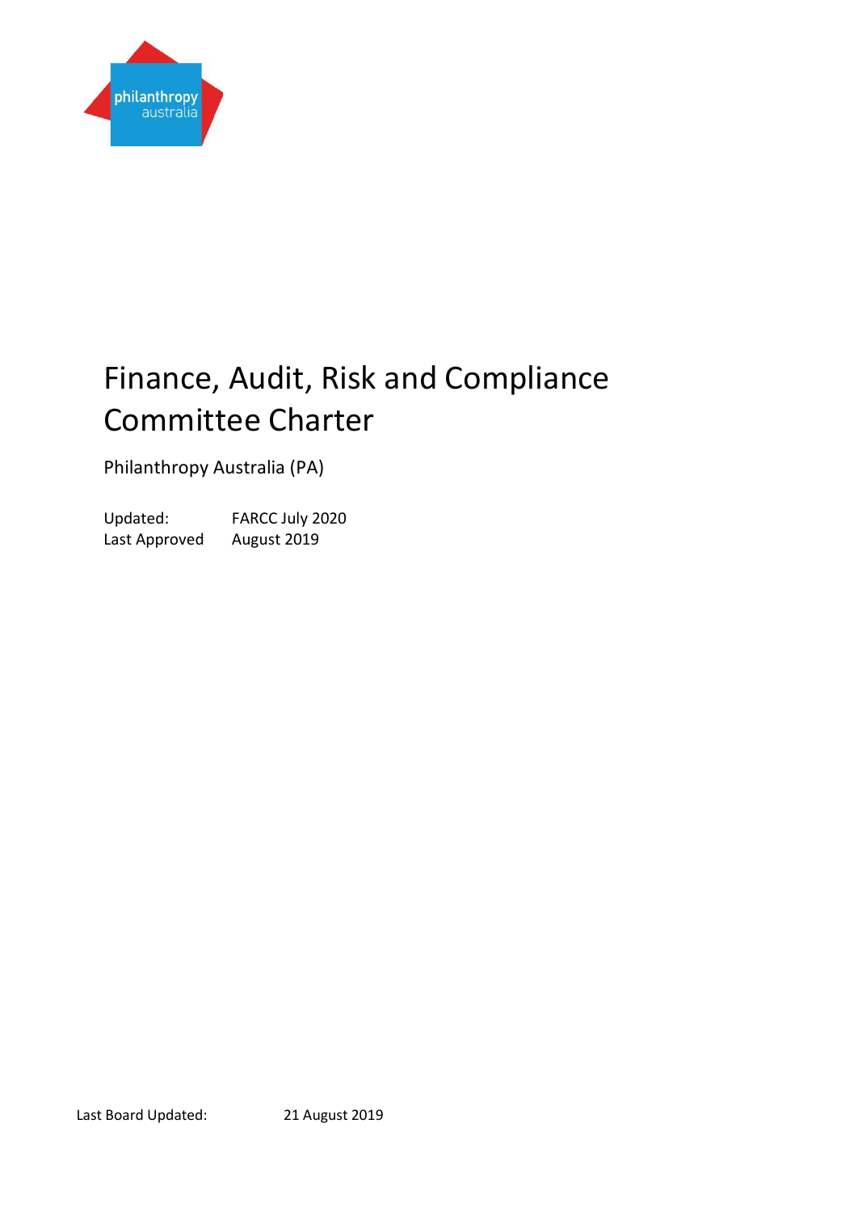# Finance, Audit, Risk and Compliance Committee Charter

Philanthropy Australia (PA)

| | |
|---|---|
| Updated: | FARCC July 2020 |
| Last Approved | August 2019 |

Last Board Updated: 21 August 2019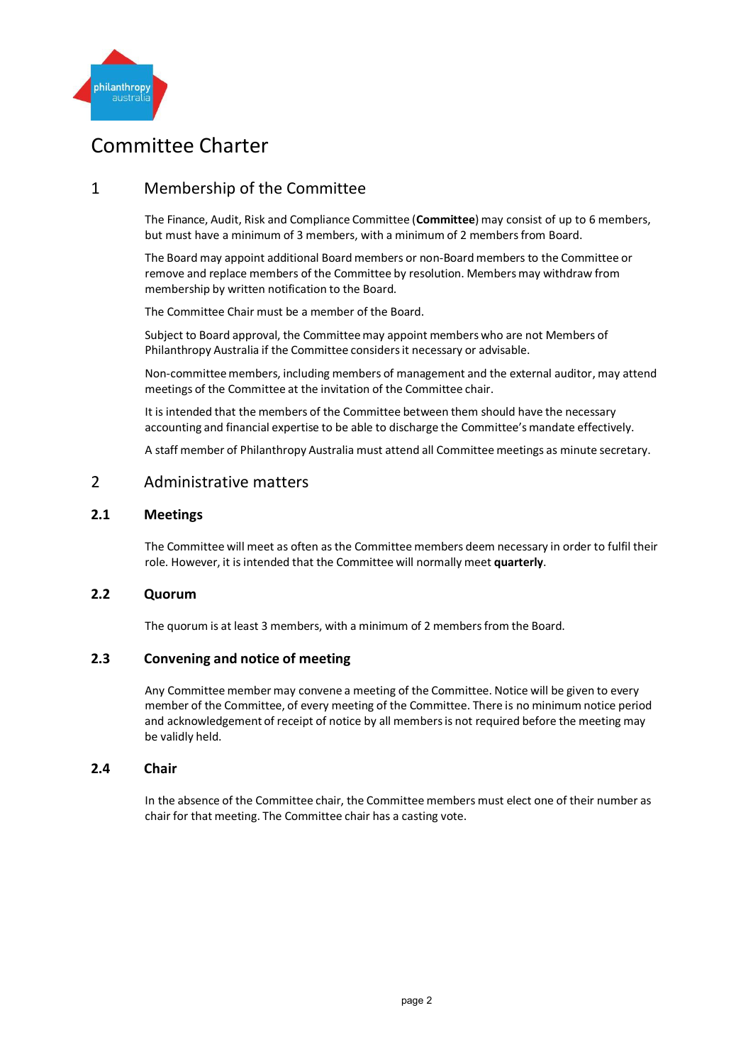# Committee Charter

## 1 Membership of the Committee

The Finance, Audit, Risk and Compliance Committee (**Committee**) may consist of up to 6 members, but must have a minimum of 3 members, with a minimum of 2 members from Board.

The Board may appoint additional Board members or non-Board members to the Committee or remove and replace members of the Committee by resolution. Members may withdraw from membership by written notification to the Board.

The Committee Chair must be a member of the Board.

Subject to Board approval, the Committee may appoint members who are not Members of Philanthropy Australia if the Committee considers it necessary or advisable.

Non-committee members, including members of management and the external auditor, may attend meetings of the Committee at the invitation of the Committee chair.

It is intended that the members of the Committee between them should have the necessary accounting and financial expertise to be able to discharge the Committee's mandate effectively.

A staff member of Philanthropy Australia must attend all Committee meetings as minute secretary.

## 2 Administrative matters

### 2.1 Meetings

The Committee will meet as often as the Committee members deem necessary in order to fulfil their role. However, it is intended that the Committee will normally meet **quarterly**.

### 2.2 Quorum

The quorum is at least 3 members, with a minimum of 2 members from the Board.

### 2.3 Convening and notice of meeting

Any Committee member may convene a meeting of the Committee. Notice will be given to every member of the Committee, of every meeting of the Committee. There is no minimum notice period and acknowledgement of receipt of notice by all members is not required before the meeting may be validly held.

### 2.4 Chair

In the absence of the Committee chair, the Committee members must elect one of their number as chair for that meeting. The Committee chair has a casting vote.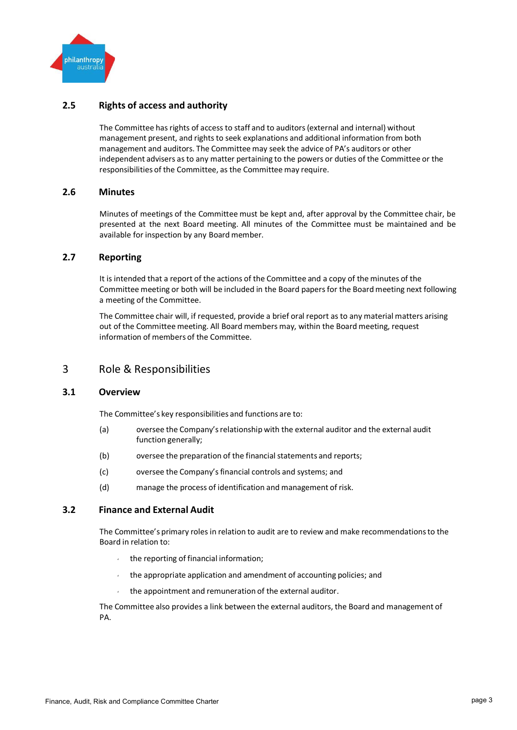### 2.5 Rights of access and authority

The Committee has rights of access to staff and to auditors (external and internal) without management present, and rights to seek explanations and additional information from both management and auditors. The Committee may seek the advice of PA's auditors or other independent advisers as to any matter pertaining to the powers or duties of the Committee or the responsibilities of the Committee, as the Committee may require.

### 2.6 Minutes

Minutes of meetings of the Committee must be kept and, after approval by the Committee chair, be presented at the next Board meeting. All minutes of the Committee must be maintained and be available for inspection by any Board member.

### 2.7 Reporting

It is intended that a report of the actions of the Committee and a copy of the minutes of the Committee meeting or both will be included in the Board papers for the Board meeting next following a meeting of the Committee.

The Committee chair will, if requested, provide a brief oral report as to any material matters arising out of the Committee meeting. All Board members may, within the Board meeting, request information of members of the Committee.

## 3 Role & Responsibilities

### 3.1 Overview

The Committee's key responsibilities and functions are to:

(a) oversee the Company's relationship with the external auditor and the external audit function generally;

(b) oversee the preparation of the financial statements and reports;

(c) oversee the Company's financial controls and systems; and

(d) manage the process of identification and management of risk.

### 3.2 Finance and External Audit

The Committee's primary roles in relation to audit are to review and make recommendations to the Board in relation to:

- the reporting of financial information;
- the appropriate application and amendment of accounting policies; and
- the appointment and remuneration of the external auditor.

The Committee also provides a link between the external auditors, the Board and management of PA.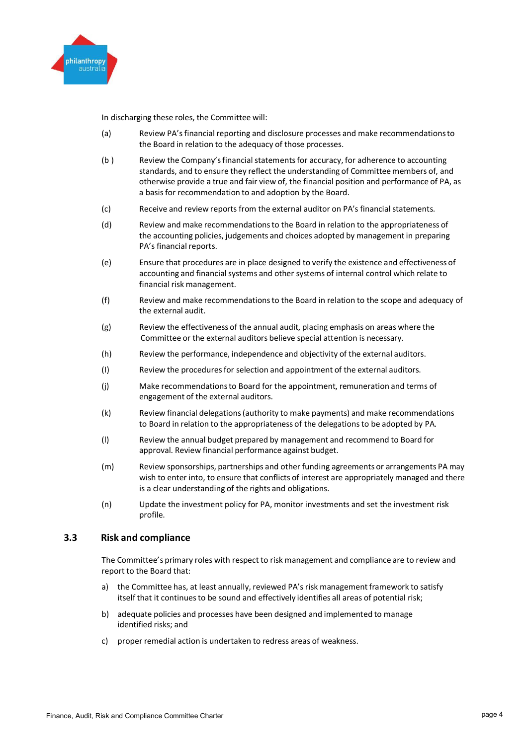In discharging these roles, the Committee will:

(a) Review PA's financial reporting and disclosure processes and make recommendations to the Board in relation to the adequacy of those processes.

(b ) Review the Company's financial statements for accuracy, for adherence to accounting standards, and to ensure they reflect the understanding of Committee members of, and otherwise provide a true and fair view of, the financial position and performance of PA, as a basis for recommendation to and adoption by the Board.

(c) Receive and review reports from the external auditor on PA's financial statements.

(d) Review and make recommendations to the Board in relation to the appropriateness of the accounting policies, judgements and choices adopted by management in preparing PA's financial reports.

(e) Ensure that procedures are in place designed to verify the existence and effectiveness of accounting and financial systems and other systems of internal control which relate to financial risk management.

(f) Review and make recommendations to the Board in relation to the scope and adequacy of the external audit.

(g) Review the effectiveness of the annual audit, placing emphasis on areas where the Committee or the external auditors believe special attention is necessary.

(h) Review the performance, independence and objectivity of the external auditors.

(I) Review the procedures for selection and appointment of the external auditors.

(j) Make recommendations to Board for the appointment, remuneration and terms of engagement of the external auditors.

(k) Review financial delegations (authority to make payments) and make recommendations to Board in relation to the appropriateness of the delegations to be adopted by PA.

(l) Review the annual budget prepared by management and recommend to Board for approval. Review financial performance against budget.

(m) Review sponsorships, partnerships and other funding agreements or arrangements PA may wish to enter into, to ensure that conflicts of interest are appropriately managed and there is a clear understanding of the rights and obligations.

(n) Update the investment policy for PA, monitor investments and set the investment risk profile.

## 3.3 Risk and compliance

The Committee's primary roles with respect to risk management and compliance are to review and report to the Board that:

a) the Committee has, at least annually, reviewed PA's risk management framework to satisfy itself that it continues to be sound and effectively identifies all areas of potential risk;

b) adequate policies and processes have been designed and implemented to manage identified risks; and

c) proper remedial action is undertaken to redress areas of weakness.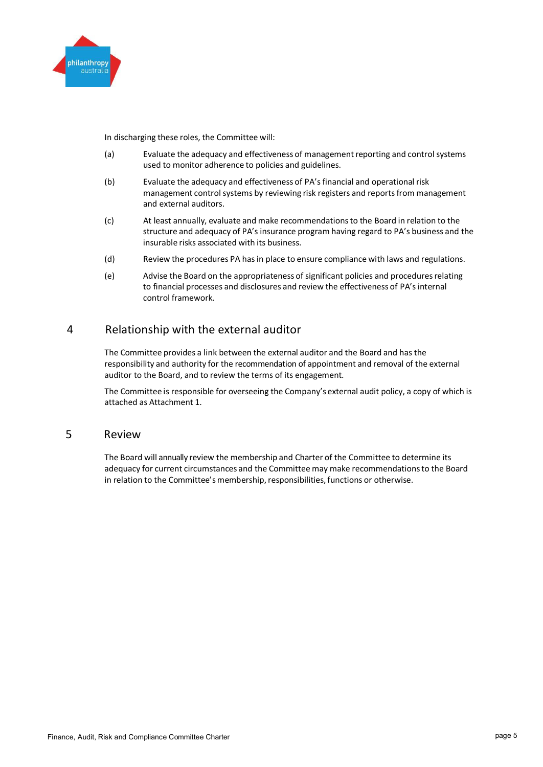In discharging these roles, the Committee will:

(a) Evaluate the adequacy and effectiveness of management reporting and control systems used to monitor adherence to policies and guidelines.

(b) Evaluate the adequacy and effectiveness of PA's financial and operational risk management control systems by reviewing risk registers and reports from management and external auditors.

(c) At least annually, evaluate and make recommendations to the Board in relation to the structure and adequacy of PA's insurance program having regard to PA's business and the insurable risks associated with its business.

(d) Review the procedures PA has in place to ensure compliance with laws and regulations.

(e) Advise the Board on the appropriateness of significant policies and procedures relating to financial processes and disclosures and review the effectiveness of PA's internal control framework.

## 4 Relationship with the external auditor

The Committee provides a link between the external auditor and the Board and has the responsibility and authority for the recommendation of appointment and removal of the external auditor to the Board, and to review the terms of its engagement.

The Committee is responsible for overseeing the Company's external audit policy, a copy of which is attached as Attachment 1.

## 5 Review

The Board will annually review the membership and Charter of the Committee to determine its adequacy for current circumstances and the Committee may make recommendations to the Board in relation to the Committee's membership, responsibilities, functions or otherwise.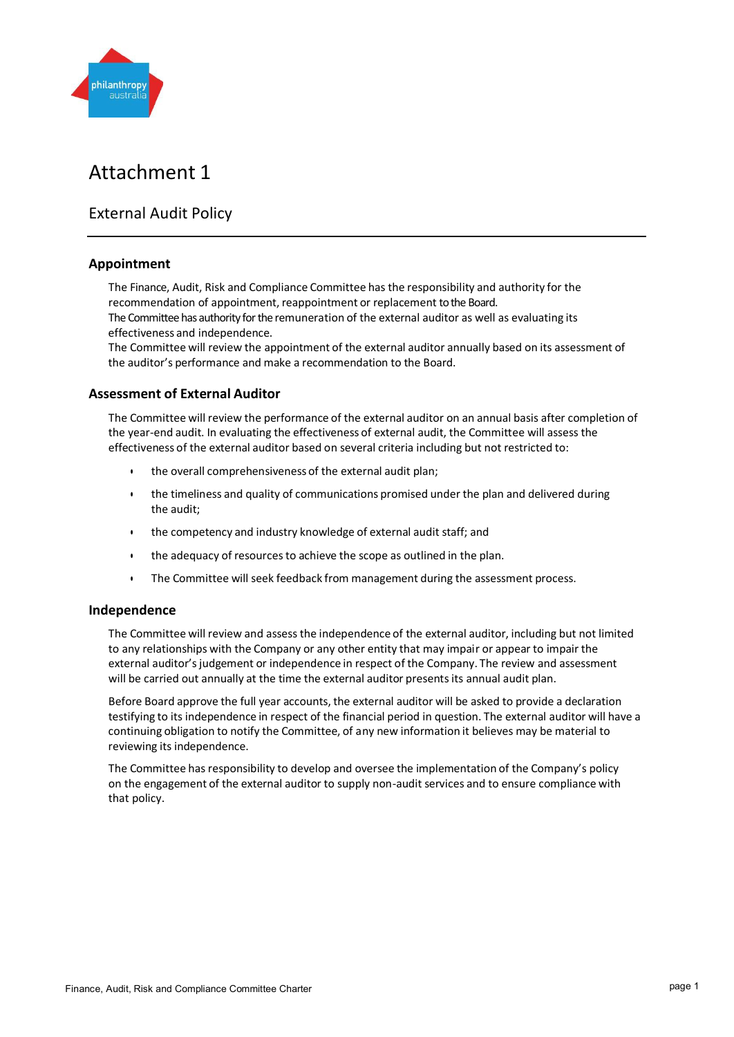# Attachment 1

## External Audit Policy

### Appointment

The Finance, Audit, Risk and Compliance Committee has the responsibility and authority for the recommendation of appointment, reappointment or replacement to the Board.
The Committee has authority for the remuneration of the external auditor as well as evaluating its effectiveness and independence.
The Committee will review the appointment of the external auditor annually based on its assessment of the auditor's performance and make a recommendation to the Board.

### Assessment of External Auditor

The Committee will review the performance of the external auditor on an annual basis after completion of the year-end audit. In evaluating the effectiveness of external audit, the Committee will assess the effectiveness of the external auditor based on several criteria including but not restricted to:

- the overall comprehensiveness of the external audit plan;
- the timeliness and quality of communications promised under the plan and delivered during the audit;
- the competency and industry knowledge of external audit staff; and
- the adequacy of resources to achieve the scope as outlined in the plan.
- The Committee will seek feedback from management during the assessment process.

### Independence

The Committee will review and assess the independence of the external auditor, including but not limited to any relationships with the Company or any other entity that may impair or appear to impair the external auditor's judgement or independence in respect of the Company. The review and assessment will be carried out annually at the time the external auditor presents its annual audit plan.

Before Board approve the full year accounts, the external auditor will be asked to provide a declaration testifying to its independence in respect of the financial period in question. The external auditor will have a continuing obligation to notify the Committee, of any new information it believes may be material to reviewing its independence.

The Committee has responsibility to develop and oversee the implementation of the Company's policy on the engagement of the external auditor to supply non-audit services and to ensure compliance with that policy.